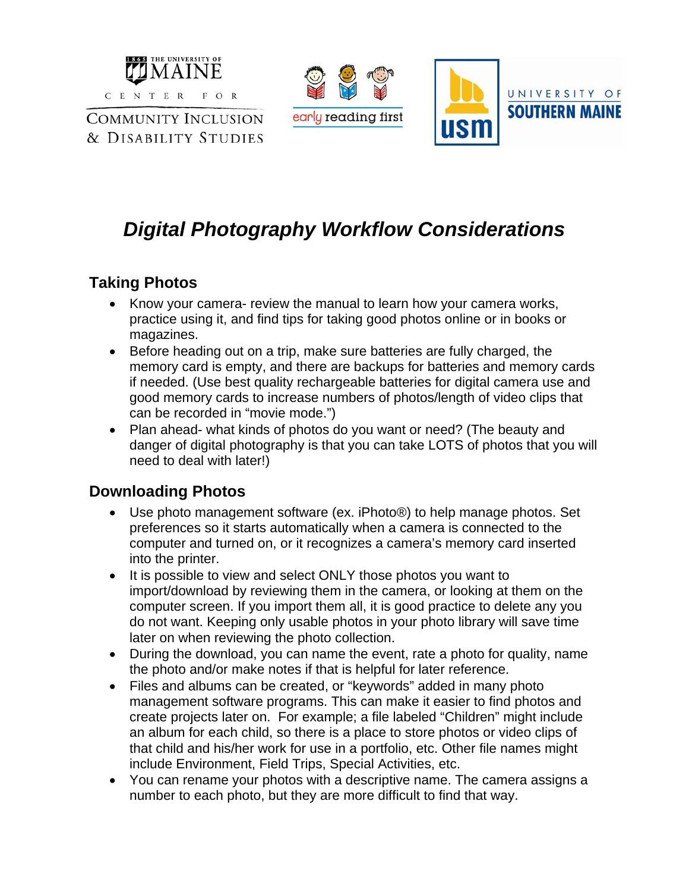THE UNIVERSITY OF MAINE

CENTER FOR COMMUNITY INCLUSION & DISABILITY STUDIES

early reading first

usm UNIVERSITY OF SOUTHERN MAINE

# *Digital Photography Workflow Considerations*

## Taking Photos

- Know your camera- review the manual to learn how your camera works, practice using it, and find tips for taking good photos online or in books or magazines.
- Before heading out on a trip, make sure batteries are fully charged, the memory card is empty, and there are backups for batteries and memory cards if needed. (Use best quality rechargeable batteries for digital camera use and good memory cards to increase numbers of photos/length of video clips that can be recorded in "movie mode.")
- Plan ahead- what kinds of photos do you want or need? (The beauty and danger of digital photography is that you can take LOTS of photos that you will need to deal with later!)

## Downloading Photos

- Use photo management software (ex. iPhoto®) to help manage photos. Set preferences so it starts automatically when a camera is connected to the computer and turned on, or it recognizes a camera's memory card inserted into the printer.
- It is possible to view and select ONLY those photos you want to import/download by reviewing them in the camera, or looking at them on the computer screen. If you import them all, it is good practice to delete any you do not want. Keeping only usable photos in your photo library will save time later on when reviewing the photo collection.
- During the download, you can name the event, rate a photo for quality, name the photo and/or make notes if that is helpful for later reference.
- Files and albums can be created, or "keywords" added in many photo management software programs. This can make it easier to find photos and create projects later on. For example; a file labeled "Children" might include an album for each child, so there is a place to store photos or video clips of that child and his/her work for use in a portfolio, etc. Other file names might include Environment, Field Trips, Special Activities, etc.
- You can rename your photos with a descriptive name. The camera assigns a number to each photo, but they are more difficult to find that way.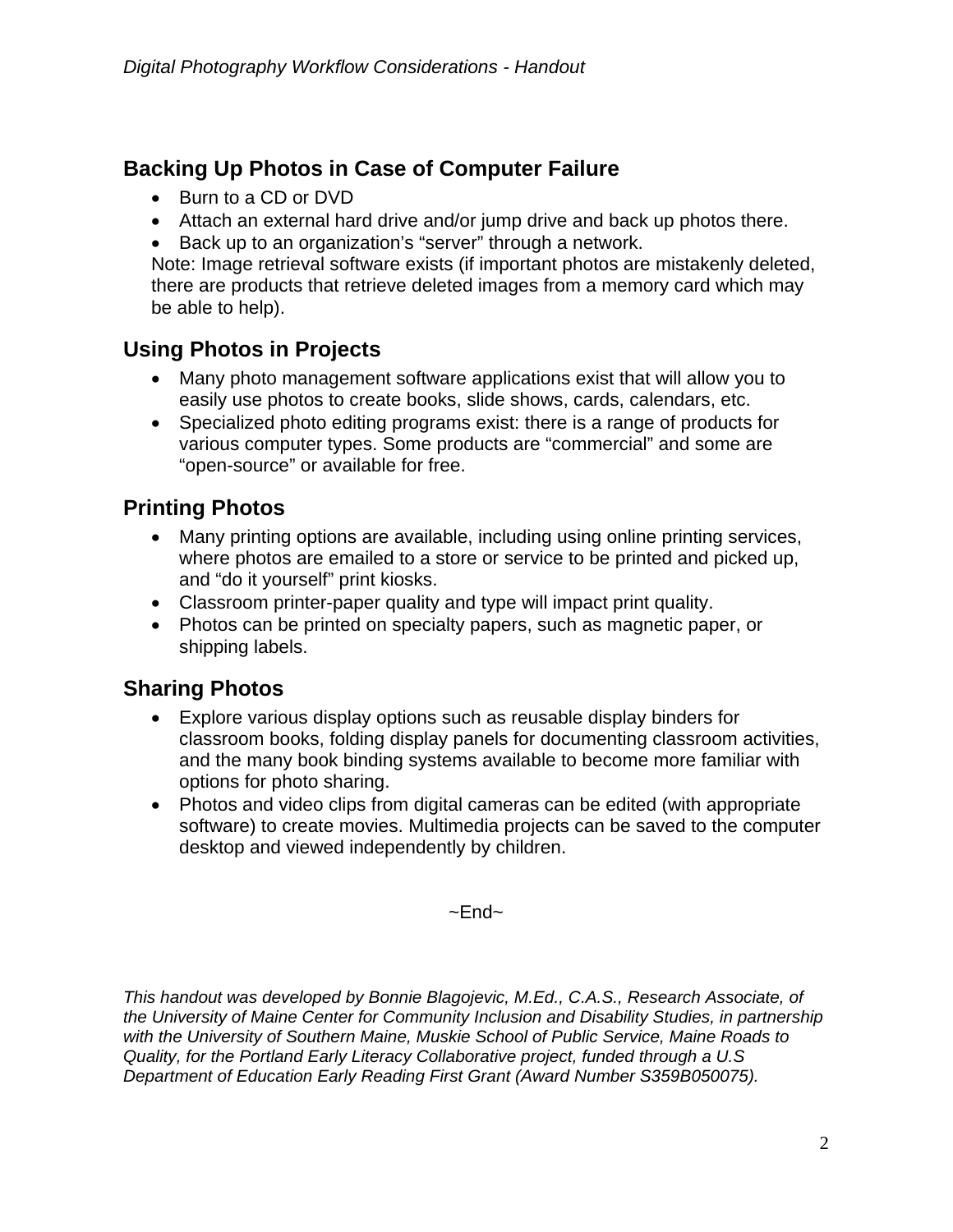## Backing Up Photos in Case of Computer Failure

- Burn to a CD or DVD
- Attach an external hard drive and/or jump drive and back up photos there.
- Back up to an organization's "server" through a network.

Note: Image retrieval software exists (if important photos are mistakenly deleted, there are products that retrieve deleted images from a memory card which may be able to help).

## Using Photos in Projects

- Many photo management software applications exist that will allow you to easily use photos to create books, slide shows, cards, calendars, etc.
- Specialized photo editing programs exist: there is a range of products for various computer types. Some products are "commercial" and some are "open-source" or available for free.

## Printing Photos

- Many printing options are available, including using online printing services, where photos are emailed to a store or service to be printed and picked up, and "do it yourself" print kiosks.
- Classroom printer-paper quality and type will impact print quality.
- Photos can be printed on specialty papers, such as magnetic paper, or shipping labels.

## Sharing Photos

- Explore various display options such as reusable display binders for classroom books, folding display panels for documenting classroom activities, and the many book binding systems available to become more familiar with options for photo sharing.
- Photos and video clips from digital cameras can be edited (with appropriate software) to create movies. Multimedia projects can be saved to the computer desktop and viewed independently by children.

~End~

*This handout was developed by Bonnie Blagojevic, M.Ed., C.A.S., Research Associate, of the University of Maine Center for Community Inclusion and Disability Studies, in partnership with the University of Southern Maine, Muskie School of Public Service, Maine Roads to Quality, for the Portland Early Literacy Collaborative project, funded through a U.S Department of Education Early Reading First Grant (Award Number S359B050075).*